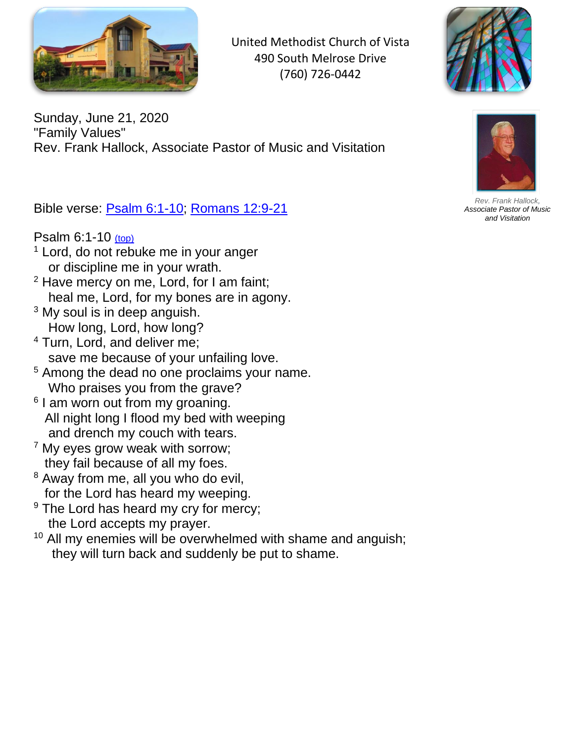United Methodist Church of Vista
490 South Melrose Drive
(760) 726-0442

Sunday, June 21, 2020
"Family Values"
Rev. Frank Hallock, Associate Pastor of Music and Visitation

*Rev. Frank Hallock, Associate Pastor of Music and Visitation*

Bible verse: [Psalm 6:1-10](#); [Romans 12:9-21](#)

Psalm 6:1-10 [(top)](#)

[1] Lord, do not rebuke me in your anger
  or discipline me in your wrath.
[2] Have mercy on me, Lord, for I am faint;
  heal me, Lord, for my bones are in agony.
[3] My soul is in deep anguish.
  How long, Lord, how long?
[4] Turn, Lord, and deliver me;
  save me because of your unfailing love.
[5] Among the dead no one proclaims your name.
  Who praises you from the grave?
[6] I am worn out from my groaning.
  All night long I flood my bed with weeping
  and drench my couch with tears.
[7] My eyes grow weak with sorrow;
  they fail because of all my foes.
[8] Away from me, all you who do evil,
  for the Lord has heard my weeping.
[9] The Lord has heard my cry for mercy;
  the Lord accepts my prayer.
[10] All my enemies will be overwhelmed with shame and anguish;
  they will turn back and suddenly be put to shame.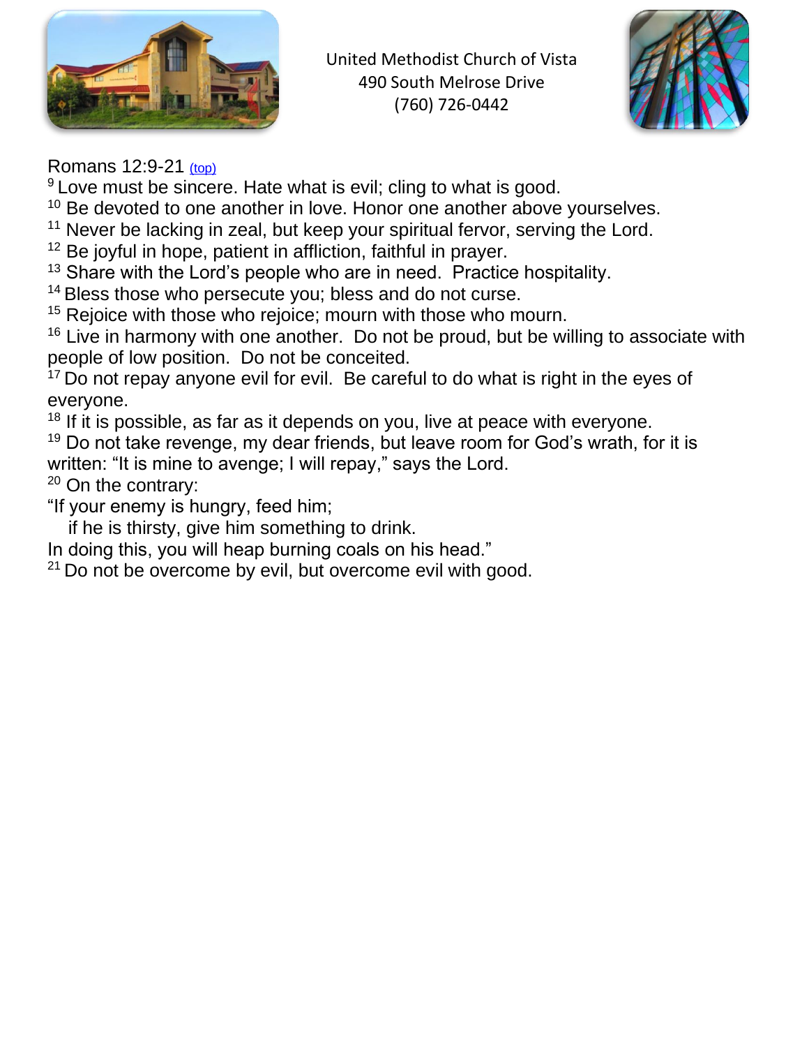United Methodist Church of Vista
490 South Melrose Drive
(760) 726-0442

Romans 12:9-21 (top)

[9] Love must be sincere. Hate what is evil; cling to what is good.
[10] Be devoted to one another in love. Honor one another above yourselves.
[11] Never be lacking in zeal, but keep your spiritual fervor, serving the Lord.
[12] Be joyful in hope, patient in affliction, faithful in prayer.
[13] Share with the Lord's people who are in need. Practice hospitality.
[14] Bless those who persecute you; bless and do not curse.
[15] Rejoice with those who rejoice; mourn with those who mourn.
[16] Live in harmony with one another. Do not be proud, but be willing to associate with people of low position. Do not be conceited.
[17] Do not repay anyone evil for evil. Be careful to do what is right in the eyes of everyone.
[18] If it is possible, as far as it depends on you, live at peace with everyone.
[19] Do not take revenge, my dear friends, but leave room for God's wrath, for it is written: "It is mine to avenge; I will repay," says the Lord.
[20] On the contrary:
"If your enemy is hungry, feed him;
if he is thirsty, give him something to drink.
In doing this, you will heap burning coals on his head."
[21] Do not be overcome by evil, but overcome evil with good.